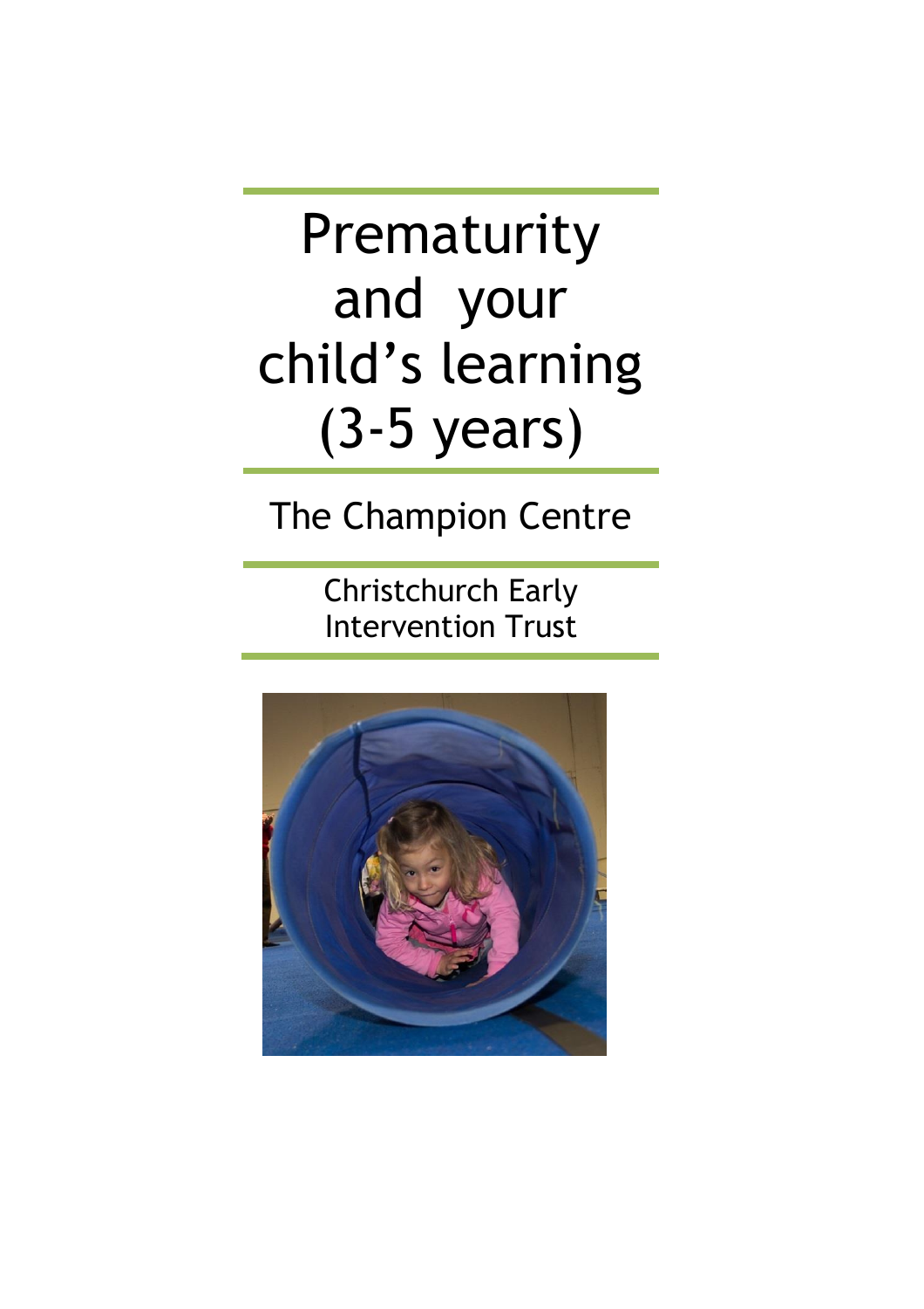# Prematurity and your child's learning (3-5 years)

## The Champion Centre

Christchurch Early Intervention Trust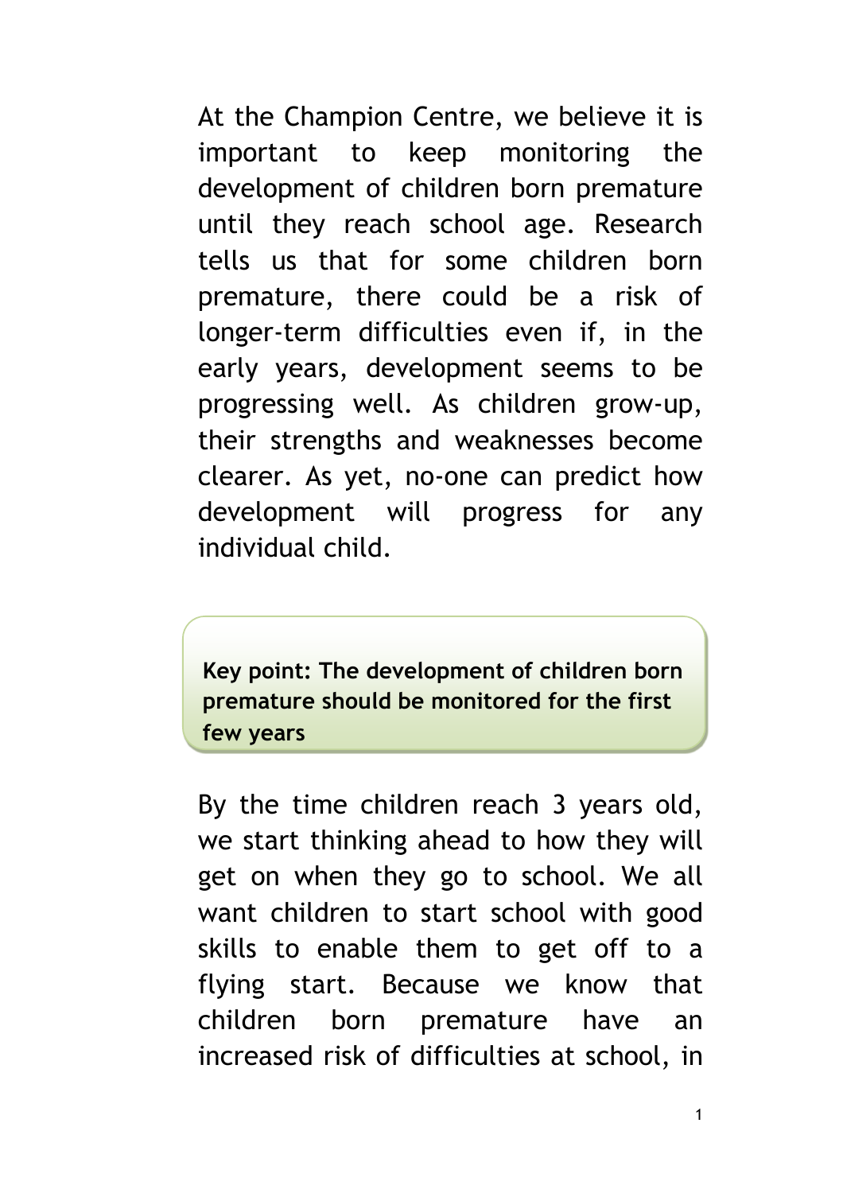At the Champion Centre, we believe it is important to keep monitoring the development of children born premature until they reach school age. Research tells us that for some children born premature, there could be a risk of longer-term difficulties even if, in the early years, development seems to be progressing well. As children grow-up, their strengths and weaknesses become clearer. As yet, no-one can predict how development will progress for any individual child.

**Key point: The development of children born premature should be monitored for the first few years**

By the time children reach 3 years old, we start thinking ahead to how they will get on when they go to school. We all want children to start school with good skills to enable them to get off to a flying start. Because we know that children born premature have an increased risk of difficulties at school, in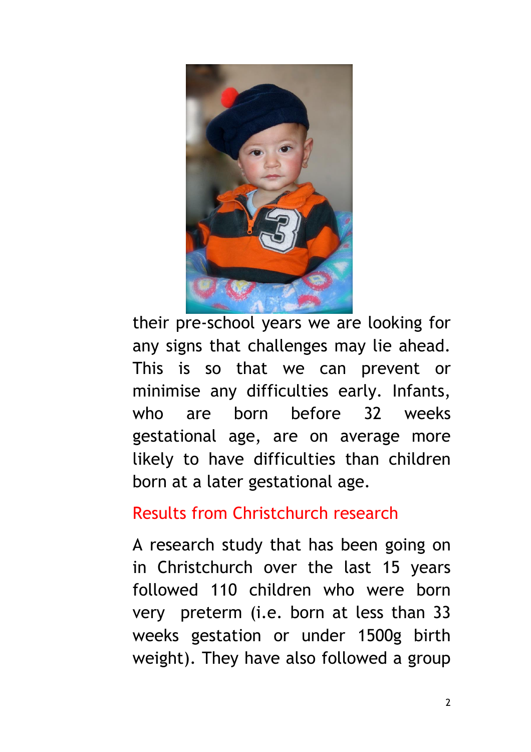their pre-school years we are looking for any signs that challenges may lie ahead. This is so that we can prevent or minimise any difficulties early. Infants, who are born before 32 weeks gestational age, are on average more likely to have difficulties than children born at a later gestational age.

## Results from Christchurch research

A research study that has been going on in Christchurch over the last 15 years followed 110 children who were born very preterm (i.e. born at less than 33 weeks gestation or under 1500g birth weight). They have also followed a group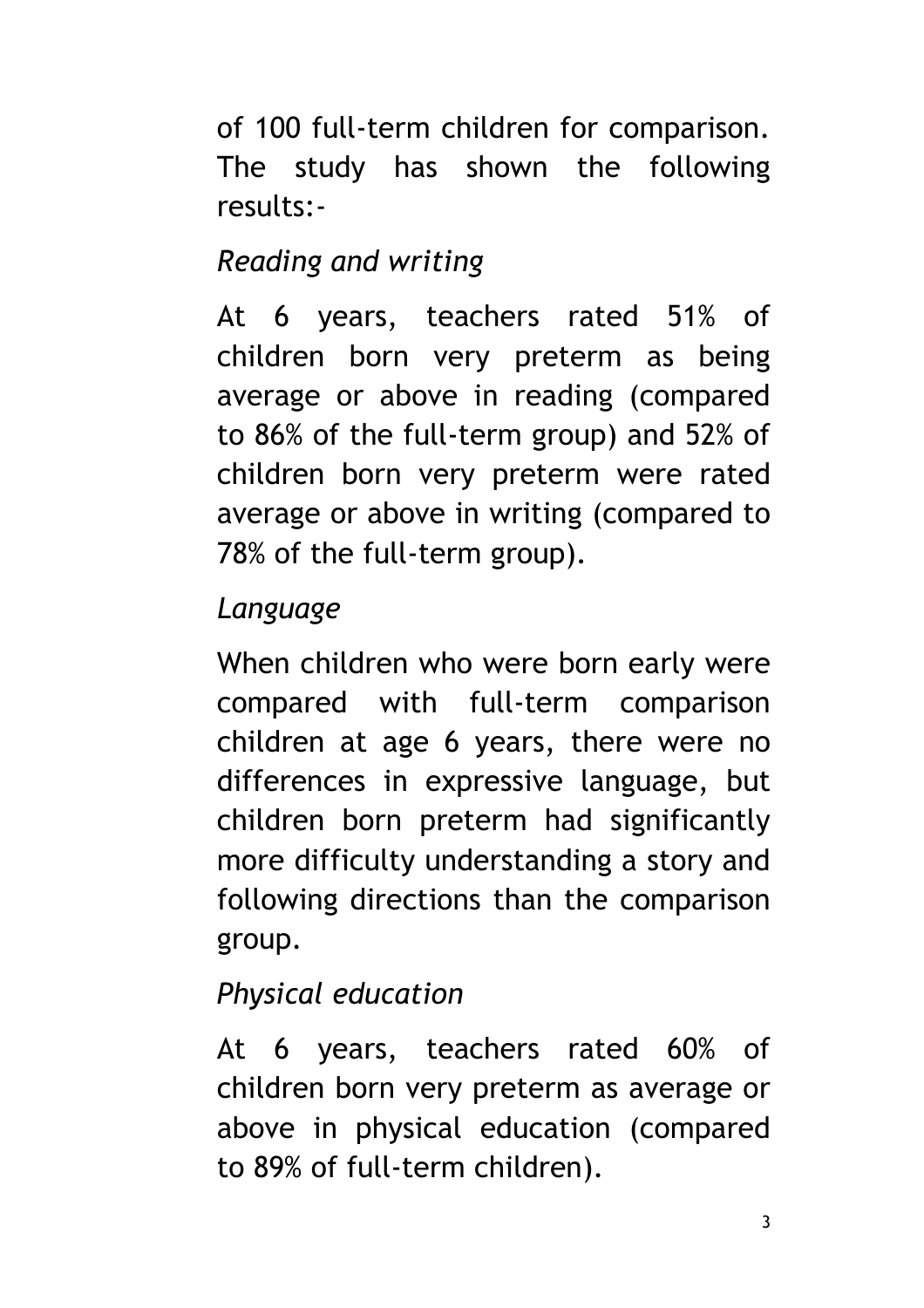of 100 full-term children for comparison. The study has shown the following results:-

*Reading and writing*

At 6 years, teachers rated 51% of children born very preterm as being average or above in reading (compared to 86% of the full-term group) and 52% of children born very preterm were rated average or above in writing (compared to 78% of the full-term group).

*Language*

When children who were born early were compared with full-term comparison children at age 6 years, there were no differences in expressive language, but children born preterm had significantly more difficulty understanding a story and following directions than the comparison group.

*Physical education*

At 6 years, teachers rated 60% of children born very preterm as average or above in physical education (compared to 89% of full-term children).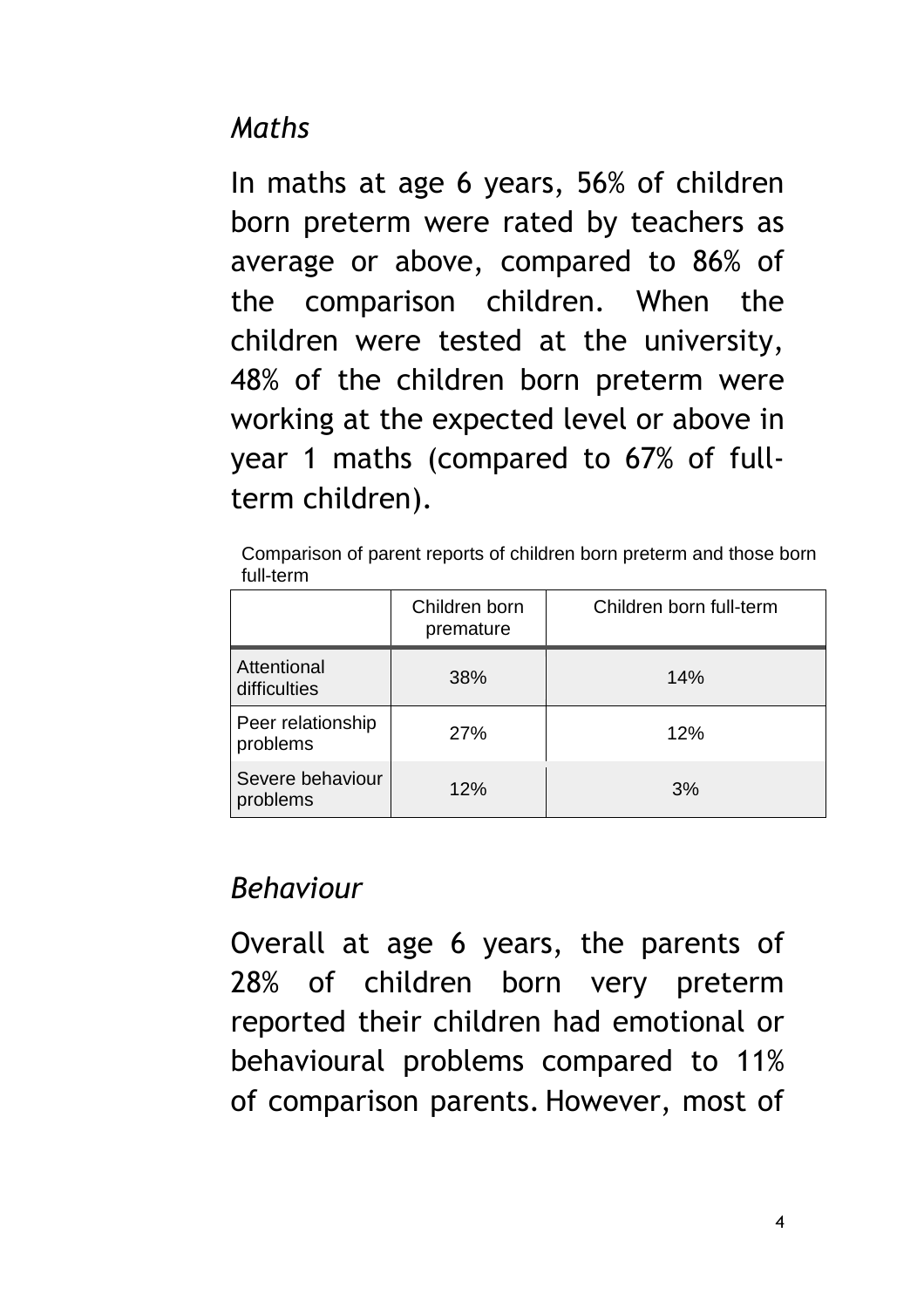### *Maths*

In maths at age 6 years, 56% of children born preterm were rated by teachers as average or above, compared to 86% of the comparison children. When the children were tested at the university, 48% of the children born preterm were working at the expected level or above in year 1 maths (compared to 67% of full-term children).

Comparison of parent reports of children born preterm and those born full-term

| | Children born premature | Children born full-term |
|---|---|---|
| Attentional difficulties | 38% | 14% |
| Peer relationship problems | 27% | 12% |
| Severe behaviour problems | 12% | 3% |

### *Behaviour*

Overall at age 6 years, the parents of 28% of children born very preterm reported their children had emotional or behavioural problems compared to 11% of comparison parents. However, most of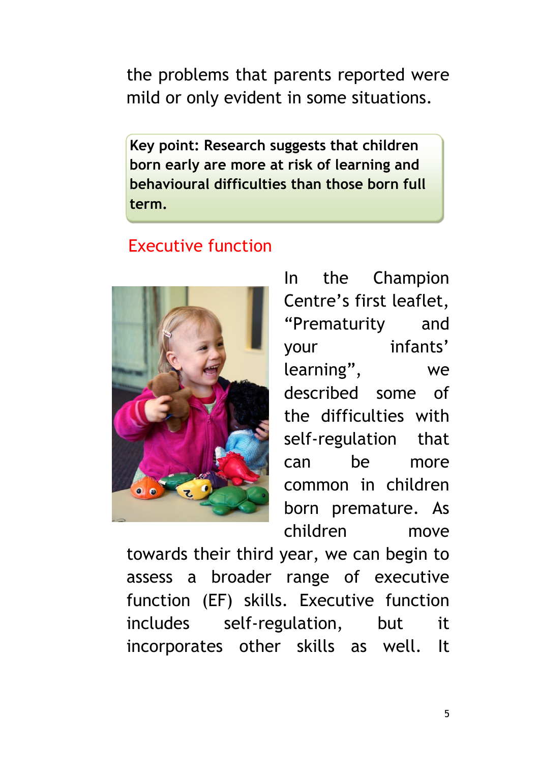the problems that parents reported were mild or only evident in some situations.

**Key point: Research suggests that children born early are more at risk of learning and behavioural difficulties than those born full term.**

## Executive function

In the Champion Centre's first leaflet, "Prematurity and your infants' learning", we described some of the difficulties with self-regulation that can be more common in children born premature. As children move towards their third year, we can begin to assess a broader range of executive function (EF) skills. Executive function includes self-regulation, but it incorporates other skills as well. It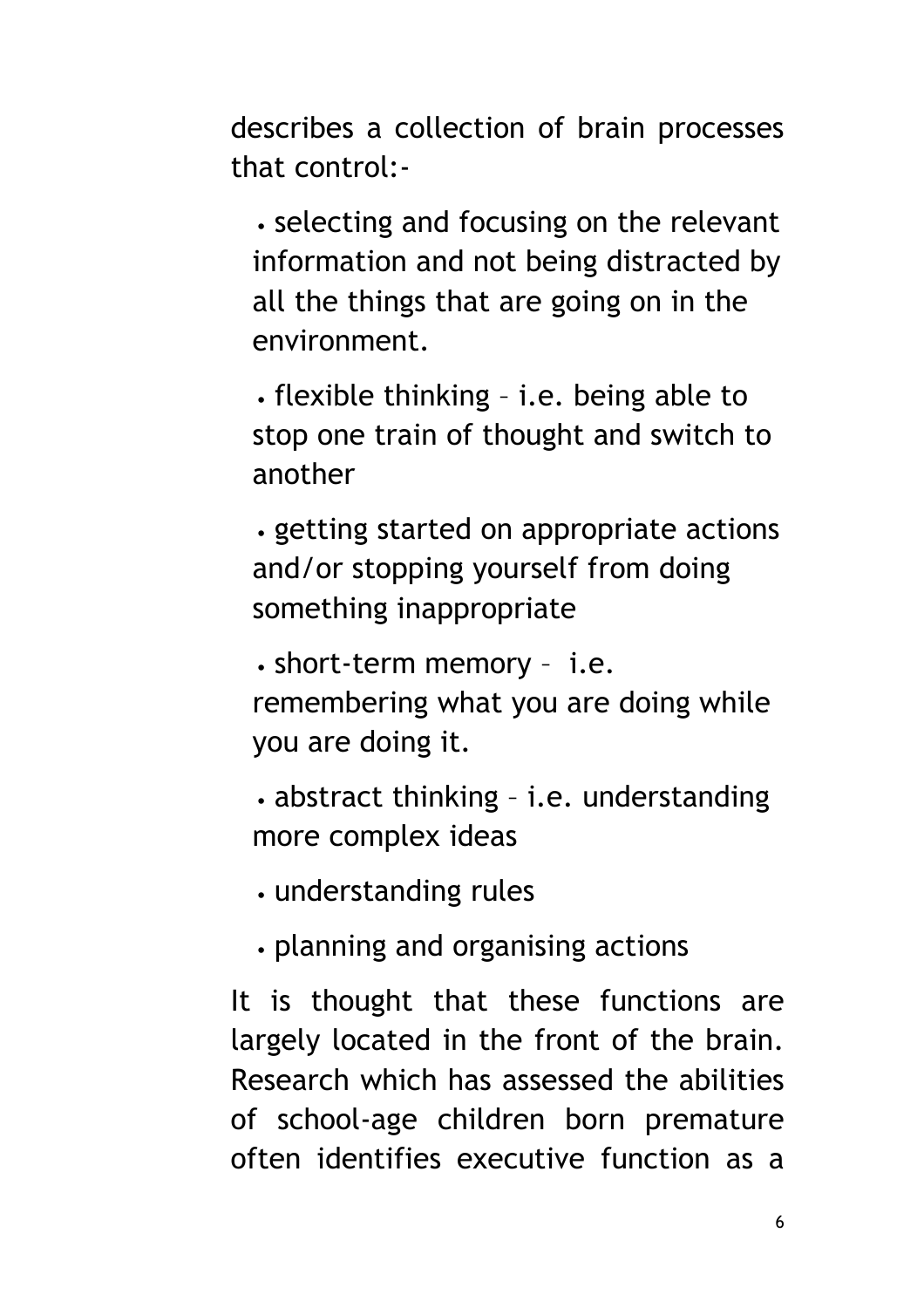describes a collection of brain processes that control:-

- selecting and focusing on the relevant information and not being distracted by all the things that are going on in the environment.
- flexible thinking – i.e. being able to stop one train of thought and switch to another
- getting started on appropriate actions and/or stopping yourself from doing something inappropriate
- short-term memory – i.e. remembering what you are doing while you are doing it.
- abstract thinking – i.e. understanding more complex ideas
- understanding rules
- planning and organising actions

It is thought that these functions are largely located in the front of the brain. Research which has assessed the abilities of school-age children born premature often identifies executive function as a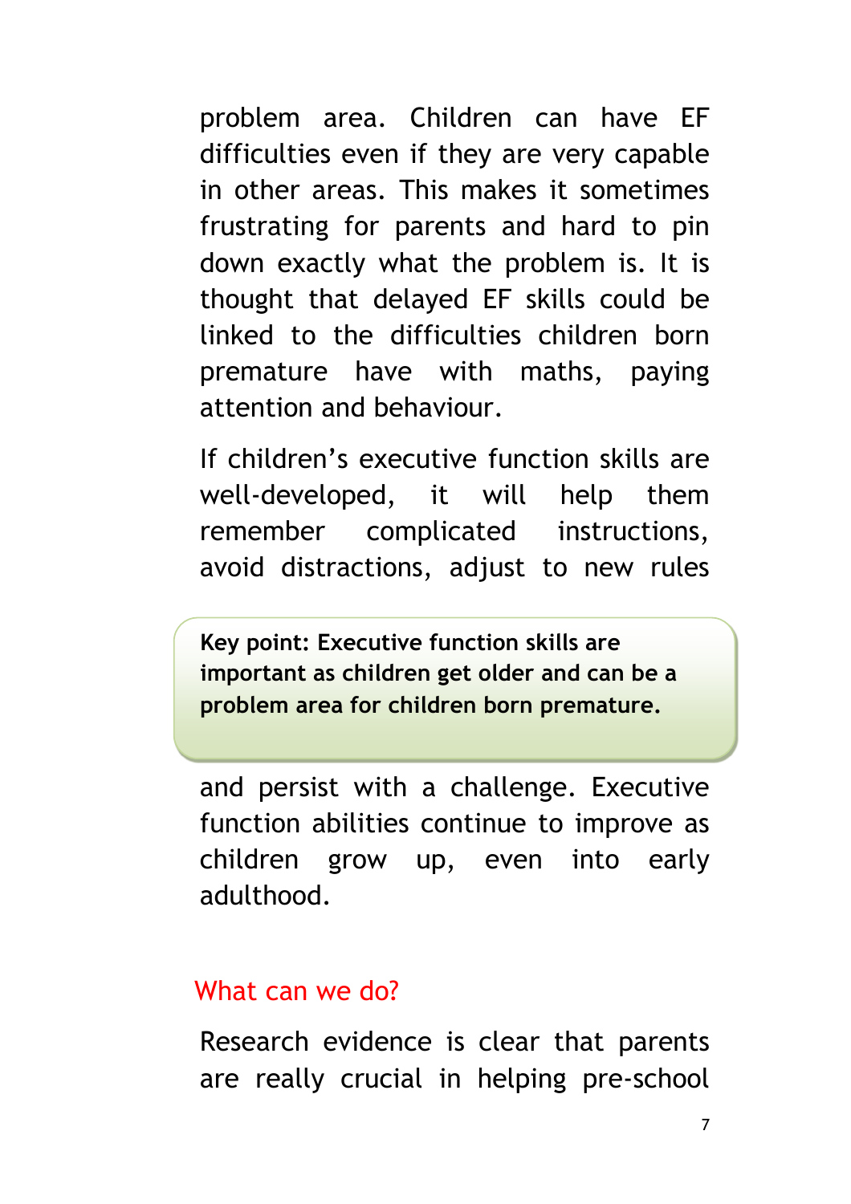problem area. Children can have EF difficulties even if they are very capable in other areas. This makes it sometimes frustrating for parents and hard to pin down exactly what the problem is. It is thought that delayed EF skills could be linked to the difficulties children born premature have with maths, paying attention and behaviour.

If children's executive function skills are well-developed, it will help them remember complicated instructions, avoid distractions, adjust to new rules and persist with a challenge. Executive function abilities continue to improve as children grow up, even into early adulthood.

> **Key point: Executive function skills are important as children get older and can be a problem area for children born premature.**

## What can we do?

Research evidence is clear that parents are really crucial in helping pre-school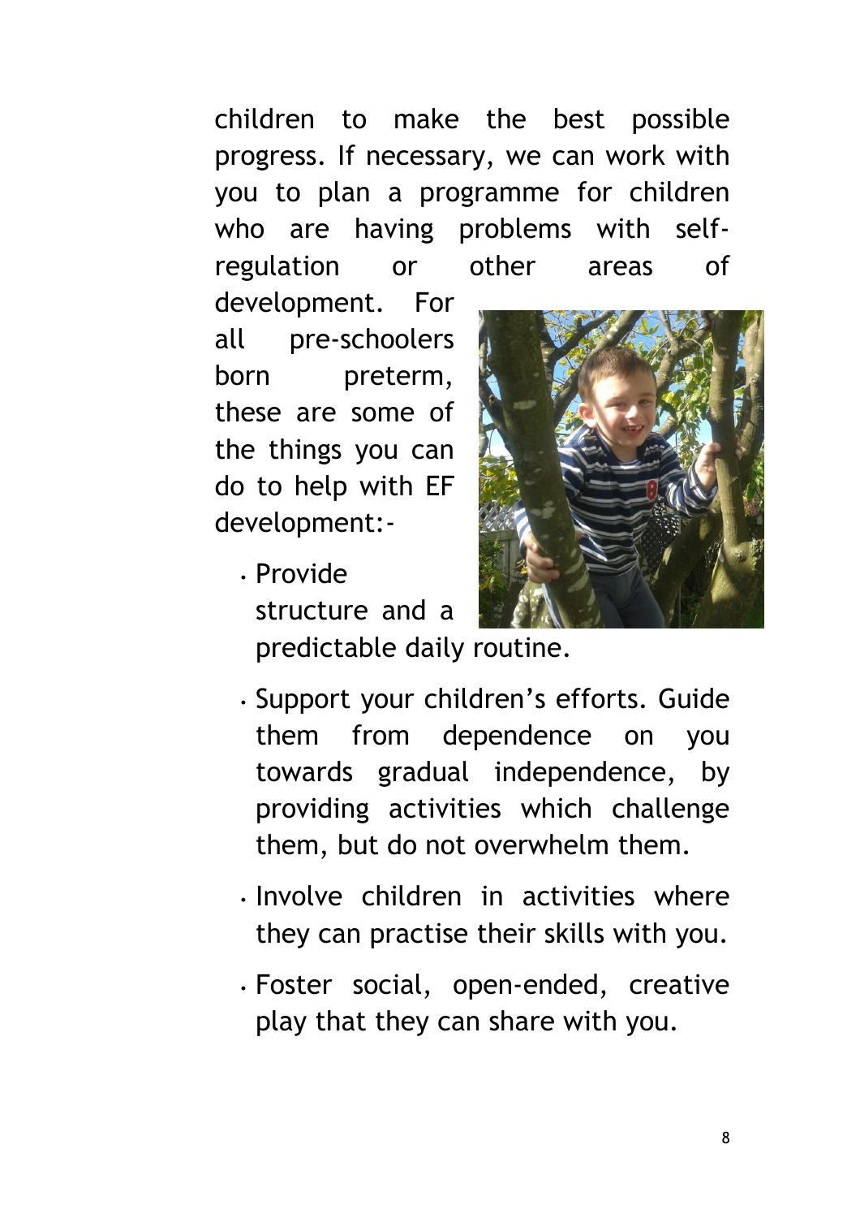children to make the best possible progress. If necessary, we can work with you to plan a programme for children who are having problems with self-regulation or other areas of development. For all pre-schoolers born preterm, these are some of the things you can do to help with EF development:-

- Provide structure and a predictable daily routine.
- Support your children's efforts. Guide them from dependence on you towards gradual independence, by providing activities which challenge them, but do not overwhelm them.
- Involve children in activities where they can practise their skills with you.
- Foster social, open-ended, creative play that they can share with you.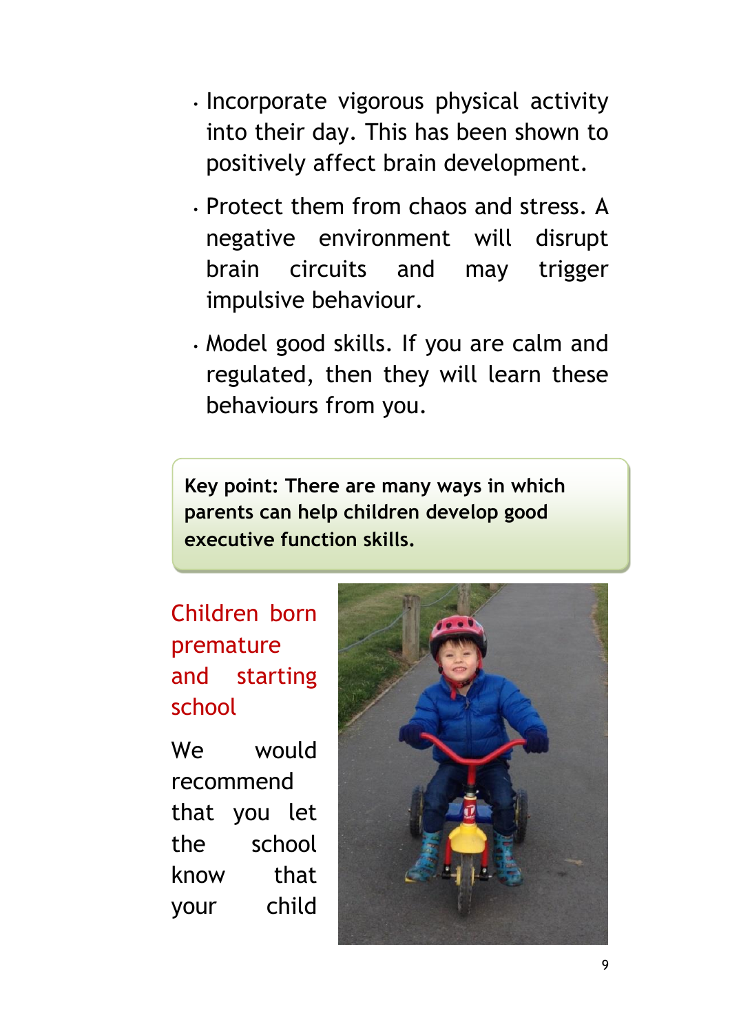- Incorporate vigorous physical activity into their day. This has been shown to positively affect brain development.
- Protect them from chaos and stress. A negative environment will disrupt brain circuits and may trigger impulsive behaviour.
- Model good skills. If you are calm and regulated, then they will learn these behaviours from you.

**Key point: There are many ways in which parents can help children develop good executive function skills.**

## Children born premature and starting school

We would recommend that you let the school know that your child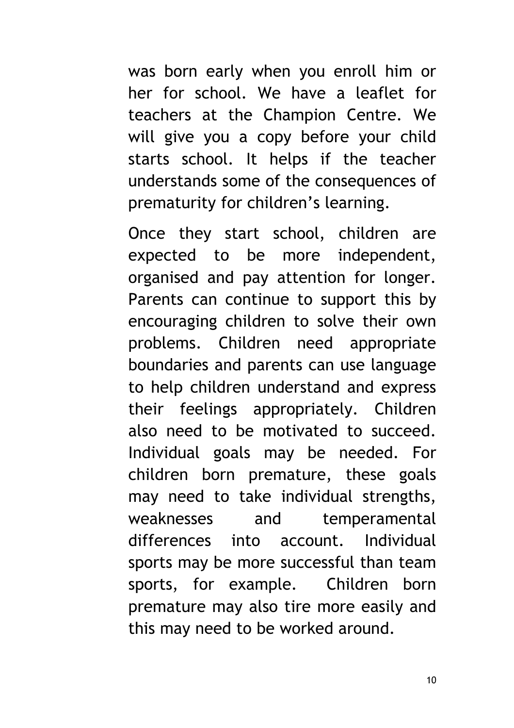was born early when you enroll him or her for school. We have a leaflet for teachers at the Champion Centre. We will give you a copy before your child starts school. It helps if the teacher understands some of the consequences of prematurity for children's learning.

Once they start school, children are expected to be more independent, organised and pay attention for longer. Parents can continue to support this by encouraging children to solve their own problems. Children need appropriate boundaries and parents can use language to help children understand and express their feelings appropriately. Children also need to be motivated to succeed. Individual goals may be needed. For children born premature, these goals may need to take individual strengths, weaknesses and temperamental differences into account. Individual sports may be more successful than team sports, for example. Children born premature may also tire more easily and this may need to be worked around.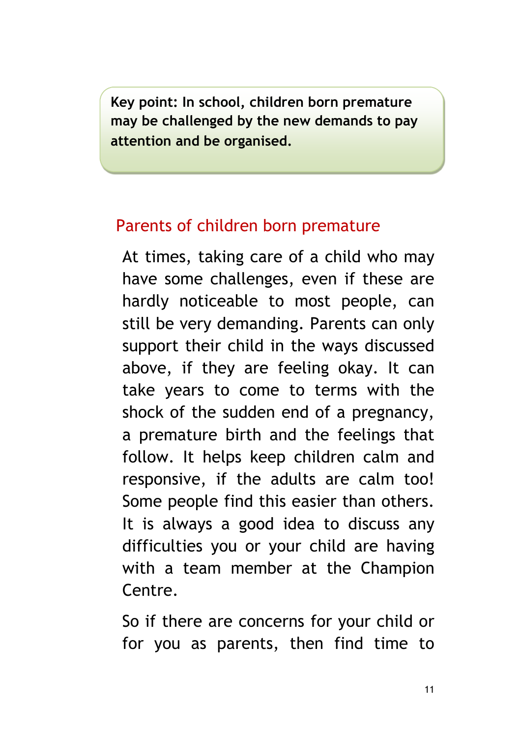**Key point: In school, children born premature may be challenged by the new demands to pay attention and be organised.**

## Parents of children born premature

At times, taking care of a child who may have some challenges, even if these are hardly noticeable to most people, can still be very demanding. Parents can only support their child in the ways discussed above, if they are feeling okay. It can take years to come to terms with the shock of the sudden end of a pregnancy, a premature birth and the feelings that follow. It helps keep children calm and responsive, if the adults are calm too! Some people find this easier than others. It is always a good idea to discuss any difficulties you or your child are having with a team member at the Champion Centre.

So if there are concerns for your child or for you as parents, then find time to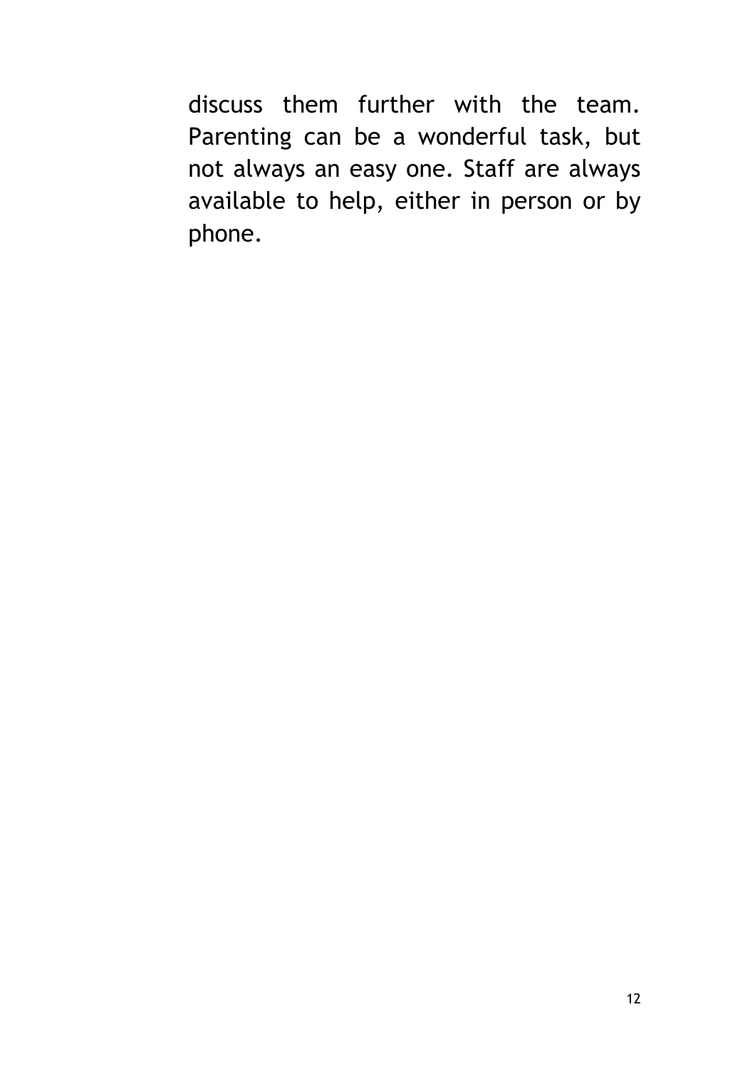discuss them further with the team. Parenting can be a wonderful task, but not always an easy one. Staff are always available to help, either in person or by phone.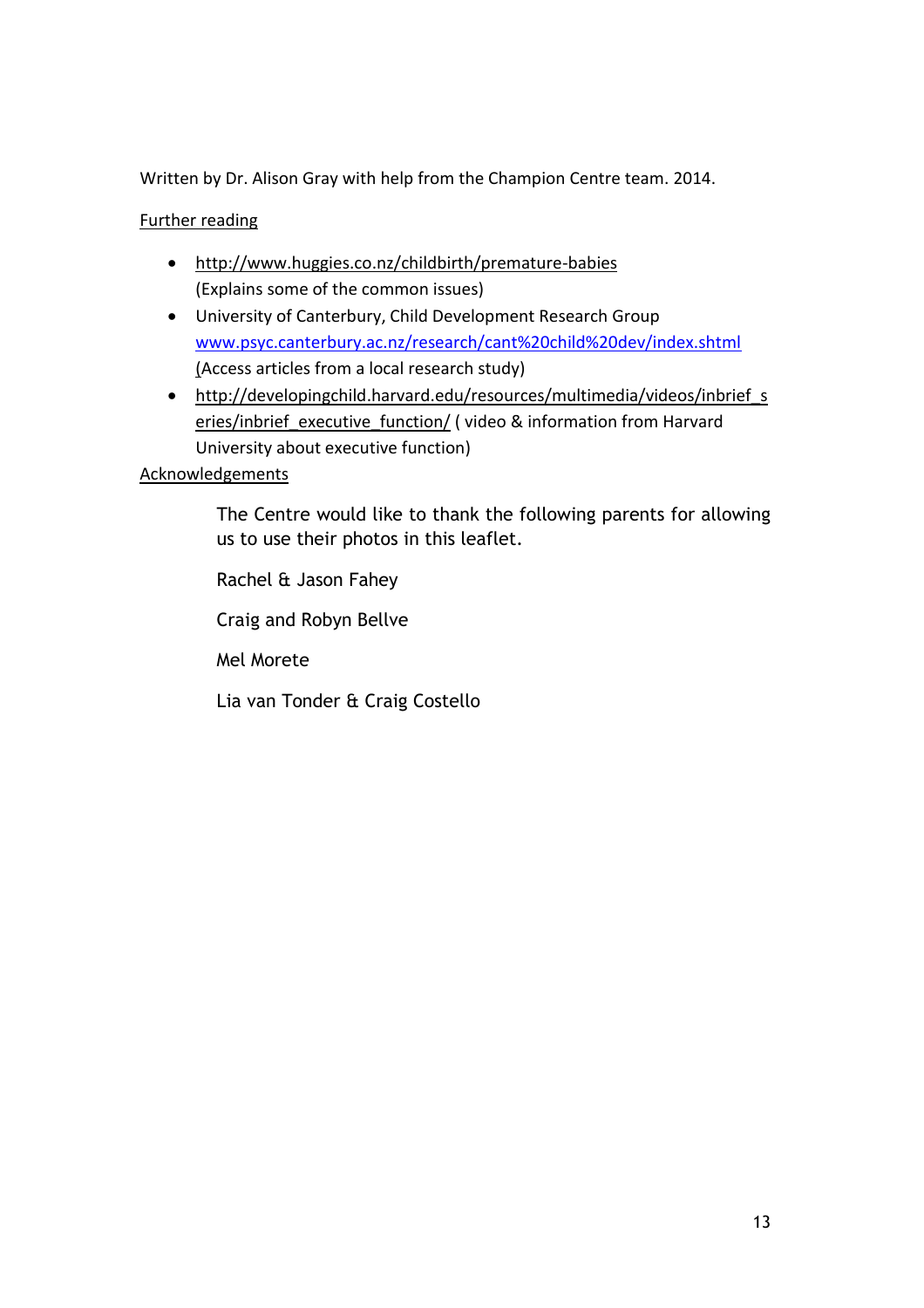Written by Dr. Alison Gray with help from the Champion Centre team. 2014.

Further reading

- http://www.huggies.co.nz/childbirth/premature-babies
  (Explains some of the common issues)
- University of Canterbury, Child Development Research Group
  www.psyc.canterbury.ac.nz/research/cant%20child%20dev/index.shtml
  (Access articles from a local research study)
- http://developingchild.harvard.edu/resources/multimedia/videos/inbrief_series/inbrief_executive_function/ ( video & information from Harvard University about executive function)

Acknowledgements

The Centre would like to thank the following parents for allowing us to use their photos in this leaflet.

Rachel & Jason Fahey

Craig and Robyn Bellve

Mel Morete

Lia van Tonder & Craig Costello